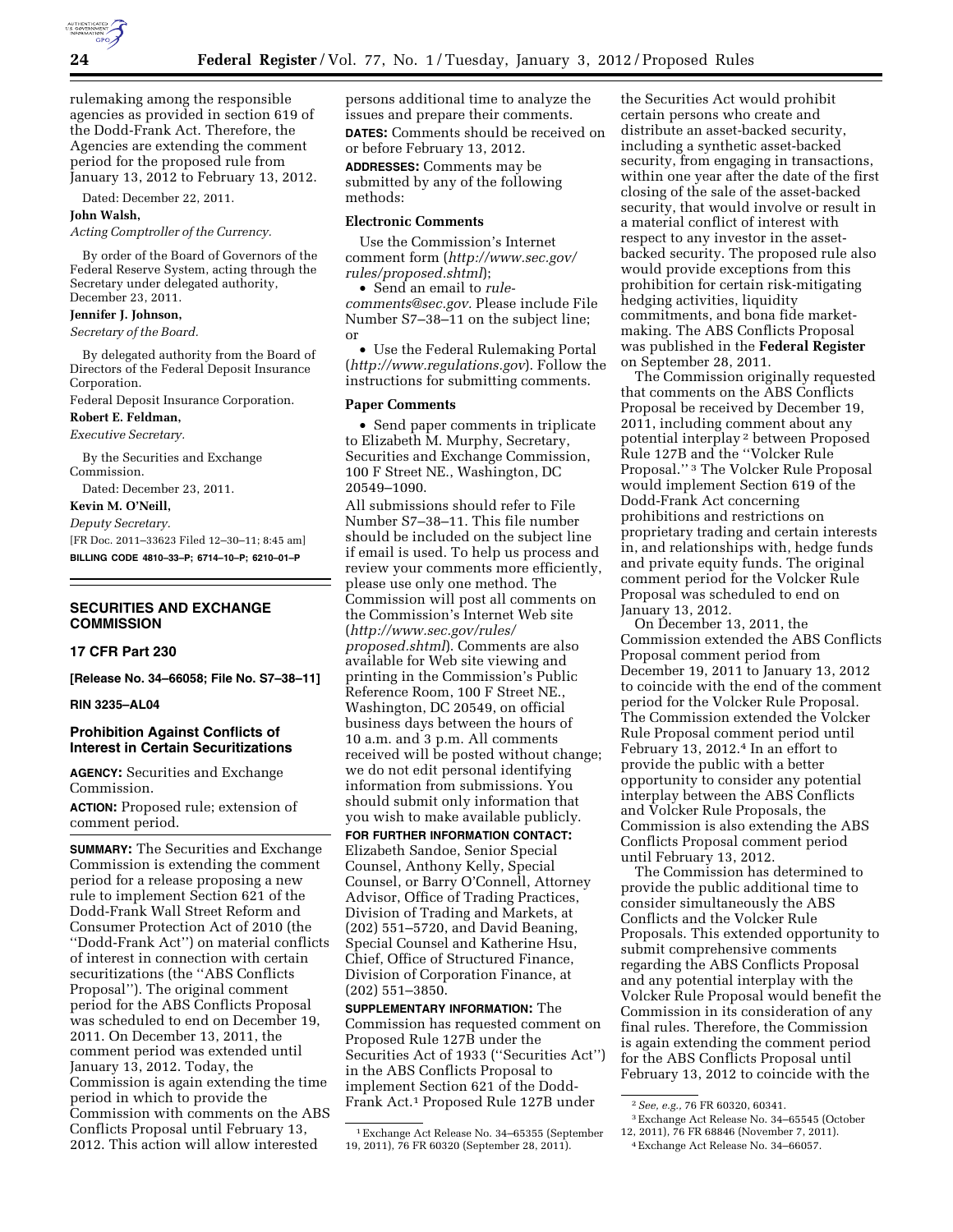rulemaking among the responsible agencies as provided in section 619 of the Dodd-Frank Act. Therefore, the Agencies are extending the comment period for the proposed rule from January 13, 2012 to February 13, 2012.

Dated: December 22, 2011.

**John Walsh,**

*Acting Comptroller of the Currency.*

By order of the Board of Governors of the Federal Reserve System, acting through the Secretary under delegated authority, December 23, 2011.

**Jennifer J. Johnson,**

*Secretary of the Board.*

By delegated authority from the Board of Directors of the Federal Deposit Insurance Corporation.

Federal Deposit Insurance Corporation.

**Robert E. Feldman,**

*Executive Secretary.*

By the Securities and Exchange Commission.

Dated: December 23, 2011.

**Kevin M. O'Neill,**

*Deputy Secretary.*

[FR Doc. 2011–33623 Filed 12–30–11; 8:45 am]

**BILLING CODE 4810–33–P; 6714–10–P; 6210–01–P**

---

## SECURITIES AND EXCHANGE COMMISSION

### 17 CFR Part 230

**[Release No. 34–66058; File No. S7–38–11]**

**RIN 3235–AL04**

### Prohibition Against Conflicts of Interest in Certain Securitizations

**AGENCY:** Securities and Exchange Commission.

**ACTION:** Proposed rule; extension of comment period.

**SUMMARY:** The Securities and Exchange Commission is extending the comment period for a release proposing a new rule to implement Section 621 of the Dodd-Frank Wall Street Reform and Consumer Protection Act of 2010 (the "Dodd-Frank Act") on material conflicts of interest in connection with certain securitizations (the "ABS Conflicts Proposal"). The original comment period for the ABS Conflicts Proposal was scheduled to end on December 19, 2011. On December 13, 2011, the comment period was extended until January 13, 2012. Today, the Commission is again extending the time period in which to provide the Commission with comments on the ABS Conflicts Proposal until February 13, 2012. This action will allow interested persons additional time to analyze the issues and prepare their comments.

**DATES:** Comments should be received on or before February 13, 2012.

**ADDRESSES:** Comments may be submitted by any of the following methods:

#### Electronic Comments

Use the Commission's Internet comment form (*http://www.sec.gov/rules/proposed.shtml*);

- Send an email to *rule-comments@sec.gov.* Please include File Number S7–38–11 on the subject line; or
- Use the Federal Rulemaking Portal (*http://www.regulations.gov*). Follow the instructions for submitting comments.

#### Paper Comments

- Send paper comments in triplicate to Elizabeth M. Murphy, Secretary, Securities and Exchange Commission, 100 F Street NE., Washington, DC 20549–1090.

All submissions should refer to File Number S7–38–11. This file number should be included on the subject line if email is used. To help us process and review your comments more efficiently, please use only one method. The Commission will post all comments on the Commission's Internet Web site (*http://www.sec.gov/rules/proposed.shtml*). Comments are also available for Web site viewing and printing in the Commission's Public Reference Room, 100 F Street NE., Washington, DC 20549, on official business days between the hours of 10 a.m. and 3 p.m. All comments received will be posted without change; we do not edit personal identifying information from submissions. You should submit only information that you wish to make available publicly.

**FOR FURTHER INFORMATION CONTACT:** Elizabeth Sandoe, Senior Special Counsel, Anthony Kelly, Special Counsel, or Barry O'Connell, Attorney Advisor, Office of Trading Practices, Division of Trading and Markets, at (202) 551–5720, and David Beaning, Special Counsel and Katherine Hsu, Chief, Office of Structured Finance, Division of Corporation Finance, at (202) 551–3850.

**SUPPLEMENTARY INFORMATION:** The Commission has requested comment on Proposed Rule 127B under the Securities Act of 1933 ("Securities Act") in the ABS Conflicts Proposal to implement Section 621 of the Dodd-Frank Act.[1] Proposed Rule 127B under the Securities Act would prohibit certain persons who create and distribute an asset-backed security, including a synthetic asset-backed security, from engaging in transactions, within one year after the date of the first closing of the sale of the asset-backed security, that would involve or result in a material conflict of interest with respect to any investor in the asset-backed security. The proposed rule also would provide exceptions from this prohibition for certain risk-mitigating hedging activities, liquidity commitments, and bona fide market-making. The ABS Conflicts Proposal was published in the **Federal Register** on September 28, 2011.

The Commission originally requested that comments on the ABS Conflicts Proposal be received by December 19, 2011, including comment about any potential interplay[2] between Proposed Rule 127B and the "Volcker Rule Proposal."[3] The Volcker Rule Proposal would implement Section 619 of the Dodd-Frank Act concerning prohibitions and restrictions on proprietary trading and certain interests in, and relationships with, hedge funds and private equity funds. The original comment period for the Volcker Rule Proposal was scheduled to end on January 13, 2012.

On December 13, 2011, the Commission extended the ABS Conflicts Proposal comment period from December 19, 2011 to January 13, 2012 to coincide with the end of the comment period for the Volcker Rule Proposal. The Commission extended the Volcker Rule Proposal comment period until February 13, 2012.[4] In an effort to provide the public with a better opportunity to consider any potential interplay between the ABS Conflicts and Volcker Rule Proposals, the Commission is also extending the ABS Conflicts Proposal comment period until February 13, 2012.

The Commission has determined to provide the public additional time to consider simultaneously the ABS Conflicts and the Volcker Rule Proposals. This extended opportunity to submit comprehensive comments regarding the ABS Conflicts Proposal and any potential interplay with the Volcker Rule Proposal would benefit the Commission in its consideration of any final rules. Therefore, the Commission is again extending the comment period for the ABS Conflicts Proposal until February 13, 2012 to coincide with the

---

[1] Exchange Act Release No. 34–65355 (September 19, 2011), 76 FR 60320 (September 28, 2011).

[2] *See, e.g.,* 76 FR 60320, 60341.

[3] Exchange Act Release No. 34–65545 (October 12, 2011), 76 FR 68846 (November 7, 2011).

[4] Exchange Act Release No. 34–66057.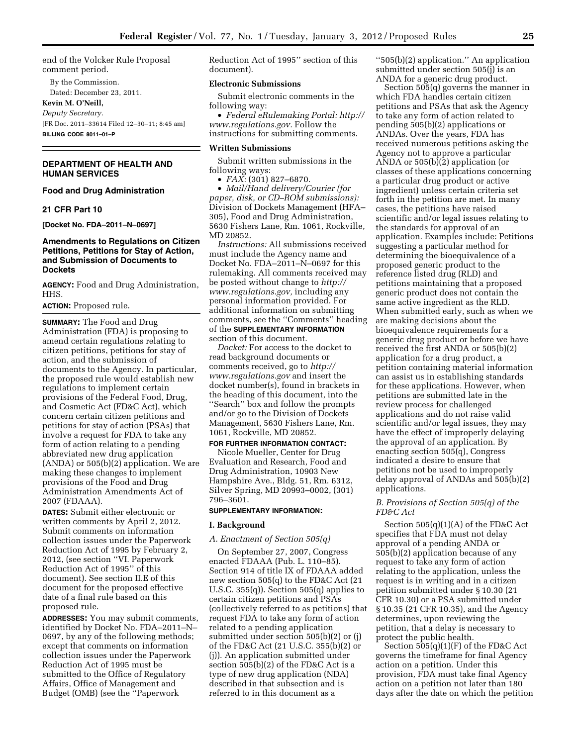end of the Volcker Rule Proposal comment period.

By the Commission.

Dated: December 23, 2011.

**Kevin M. O'Neill,**

*Deputy Secretary.*

[FR Doc. 2011–33614 Filed 12–30–11; 8:45 am]

**BILLING CODE 8011–01–P**

---

## DEPARTMENT OF HEALTH AND HUMAN SERVICES

### Food and Drug Administration

### 21 CFR Part 10

**[Docket No. FDA–2011–N–0697]**

### Amendments to Regulations on Citizen Petitions, Petitions for Stay of Action, and Submission of Documents to Dockets

**AGENCY:** Food and Drug Administration, HHS.

**ACTION:** Proposed rule.

**SUMMARY:** The Food and Drug Administration (FDA) is proposing to amend certain regulations relating to citizen petitions, petitions for stay of action, and the submission of documents to the Agency. In particular, the proposed rule would establish new regulations to implement certain provisions of the Federal Food, Drug, and Cosmetic Act (FD&C Act), which concern certain citizen petitions and petitions for stay of action (PSAs) that involve a request for FDA to take any form of action relating to a pending abbreviated new drug application (ANDA) or 505(b)(2) application. We are making these changes to implement provisions of the Food and Drug Administration Amendments Act of 2007 (FDAAA).

**DATES:** Submit either electronic or written comments by April 2, 2012. Submit comments on information collection issues under the Paperwork Reduction Act of 1995 by February 2, 2012, (see section ''VI. Paperwork Reduction Act of 1995'' of this document). See section II.E of this document for the proposed effective date of a final rule based on this proposed rule.

**ADDRESSES:** You may submit comments, identified by Docket No. FDA–2011–N–0697, by any of the following methods; except that comments on information collection issues under the Paperwork Reduction Act of 1995 must be submitted to the Office of Regulatory Affairs, Office of Management and Budget (OMB) (see the ''Paperwork Reduction Act of 1995'' section of this document).

**Electronic Submissions**

Submit electronic comments in the following way:

- *Federal eRulemaking Portal: http://www.regulations.gov.* Follow the instructions for submitting comments.

**Written Submissions**

Submit written submissions in the following ways:

- *FAX:* (301) 827–6870.
- *Mail/Hand delivery/Courier (for paper, disk, or CD–ROM submissions):* Division of Dockets Management (HFA–305), Food and Drug Administration, 5630 Fishers Lane, Rm. 1061, Rockville, MD 20852.

*Instructions:* All submissions received must include the Agency name and Docket No. FDA–2011–N–0697 for this rulemaking. All comments received may be posted without change to *http://www.regulations.gov,* including any personal information provided. For additional information on submitting comments, see the ''Comments'' heading of the **SUPPLEMENTARY INFORMATION** section of this document.

*Docket:* For access to the docket to read background documents or comments received, go to *http://www.regulations.gov* and insert the docket number(s), found in brackets in the heading of this document, into the ''Search'' box and follow the prompts and/or go to the Division of Dockets Management, 5630 Fishers Lane, Rm. 1061, Rockville, MD 20852.

**FOR FURTHER INFORMATION CONTACT:** Nicole Mueller, Center for Drug Evaluation and Research, Food and Drug Administration, 10903 New Hampshire Ave., Bldg. 51, Rm. 6312, Silver Spring, MD 20993–0002, (301) 796–3601.

**SUPPLEMENTARY INFORMATION:**

## I. Background

### *A. Enactment of Section 505(q)*

On September 27, 2007, Congress enacted FDAAA (Pub. L. 110–85). Section 914 of title IX of FDAAA added new section 505(q) to the FD&C Act (21 U.S.C. 355(q)). Section 505(q) applies to certain citizen petitions and PSAs (collectively referred to as petitions) that request FDA to take any form of action related to a pending application submitted under section 505(b)(2) or (j) of the FD&C Act (21 U.S.C. 355(b)(2) or (j)). An application submitted under section 505(b)(2) of the FD&C Act is a type of new drug application (NDA) described in that subsection and is referred to in this document as a ''505(b)(2) application.'' An application submitted under section 505(j) is an ANDA for a generic drug product.

Section 505(q) governs the manner in which FDA handles certain citizen petitions and PSAs that ask the Agency to take any form of action related to pending 505(b)(2) applications or ANDAs. Over the years, FDA has received numerous petitions asking the Agency not to approve a particular ANDA or 505(b)(2) application (or classes of these applications concerning a particular drug product or active ingredient) unless certain criteria set forth in the petition are met. In many cases, the petitions have raised scientific and/or legal issues relating to the standards for approval of an application. Examples include: Petitions suggesting a particular method for determining the bioequivalence of a proposed generic product to the reference listed drug (RLD) and petitions maintaining that a proposed generic product does not contain the same active ingredient as the RLD. When submitted early, such as when we are making decisions about the bioequivalence requirements for a generic drug product or before we have received the first ANDA or 505(b)(2) application for a drug product, a petition containing material information can assist us in establishing standards for these applications. However, when petitions are submitted late in the review process for challenged applications and do not raise valid scientific and/or legal issues, they may have the effect of improperly delaying the approval of an application. By enacting section 505(q), Congress indicated a desire to ensure that petitions not be used to improperly delay approval of ANDAs and 505(b)(2) applications.

### *B. Provisions of Section 505(q) of the FD&C Act*

Section 505(q)(1)(A) of the FD&C Act specifies that FDA must not delay approval of a pending ANDA or 505(b)(2) application because of any request to take any form of action relating to the application, unless the request is in writing and in a citizen petition submitted under § 10.30 (21 CFR 10.30) or a PSA submitted under § 10.35 (21 CFR 10.35), and the Agency determines, upon reviewing the petition, that a delay is necessary to protect the public health.

Section 505(q)(1)(F) of the FD&C Act governs the timeframe for final Agency action on a petition. Under this provision, FDA must take final Agency action on a petition not later than 180 days after the date on which the petition